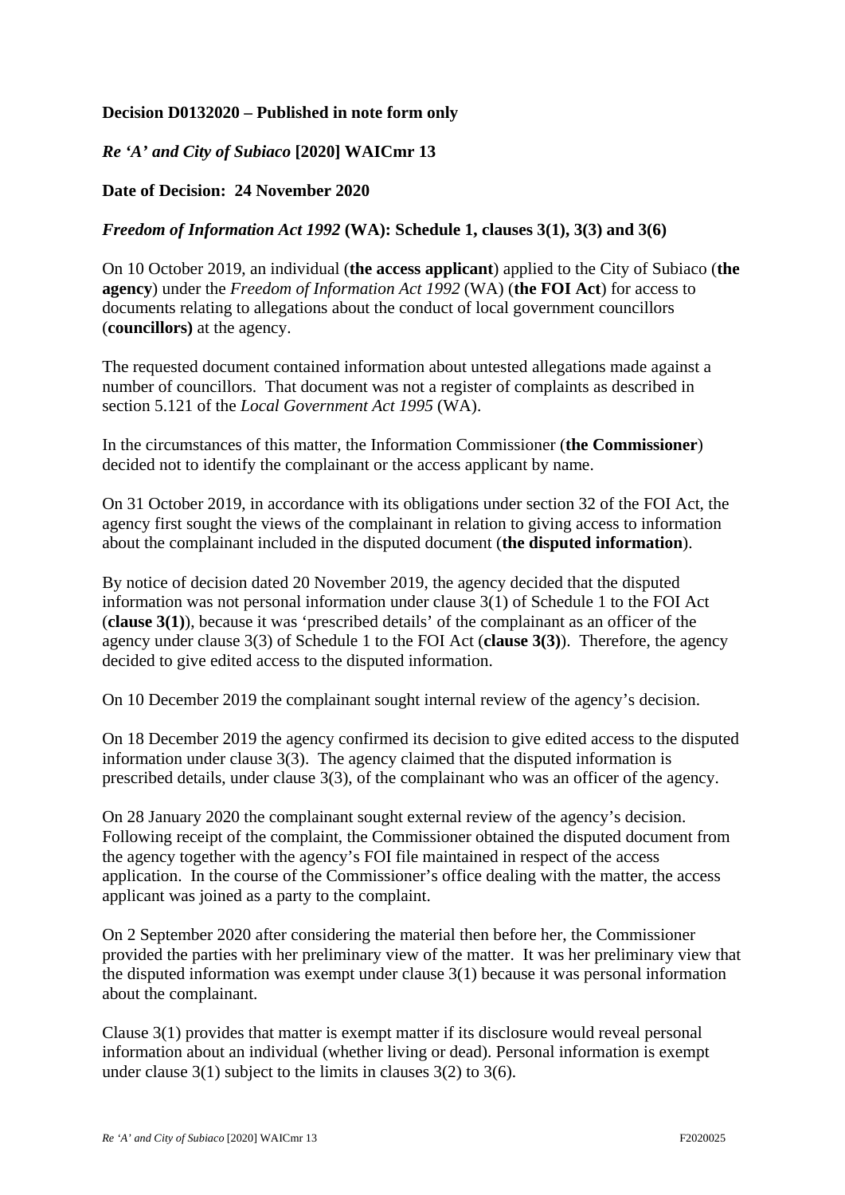**Decision D0132020 – Published in note form only**

***Re 'A' and City of Subiaco* [2020] WAICmr 13**

**Date of Decision: 24 November 2020**

***Freedom of Information Act 1992* (WA): Schedule 1, clauses 3(1), 3(3) and 3(6)**

On 10 October 2019, an individual (**the access applicant**) applied to the City of Subiaco (**the agency**) under the *Freedom of Information Act 1992* (WA) (**the FOI Act**) for access to documents relating to allegations about the conduct of local government councillors (**councillors)** at the agency.

The requested document contained information about untested allegations made against a number of councillors. That document was not a register of complaints as described in section 5.121 of the *Local Government Act 1995* (WA).

In the circumstances of this matter, the Information Commissioner (**the Commissioner**) decided not to identify the complainant or the access applicant by name.

On 31 October 2019, in accordance with its obligations under section 32 of the FOI Act, the agency first sought the views of the complainant in relation to giving access to information about the complainant included in the disputed document (**the disputed information**).

By notice of decision dated 20 November 2019, the agency decided that the disputed information was not personal information under clause 3(1) of Schedule 1 to the FOI Act (**clause 3(1)**), because it was 'prescribed details' of the complainant as an officer of the agency under clause 3(3) of Schedule 1 to the FOI Act (**clause 3(3)**). Therefore, the agency decided to give edited access to the disputed information.

On 10 December 2019 the complainant sought internal review of the agency's decision.

On 18 December 2019 the agency confirmed its decision to give edited access to the disputed information under clause 3(3). The agency claimed that the disputed information is prescribed details, under clause 3(3), of the complainant who was an officer of the agency.

On 28 January 2020 the complainant sought external review of the agency's decision. Following receipt of the complaint, the Commissioner obtained the disputed document from the agency together with the agency's FOI file maintained in respect of the access application. In the course of the Commissioner's office dealing with the matter, the access applicant was joined as a party to the complaint.

On 2 September 2020 after considering the material then before her, the Commissioner provided the parties with her preliminary view of the matter. It was her preliminary view that the disputed information was exempt under clause 3(1) because it was personal information about the complainant.

Clause 3(1) provides that matter is exempt matter if its disclosure would reveal personal information about an individual (whether living or dead). Personal information is exempt under clause 3(1) subject to the limits in clauses 3(2) to 3(6).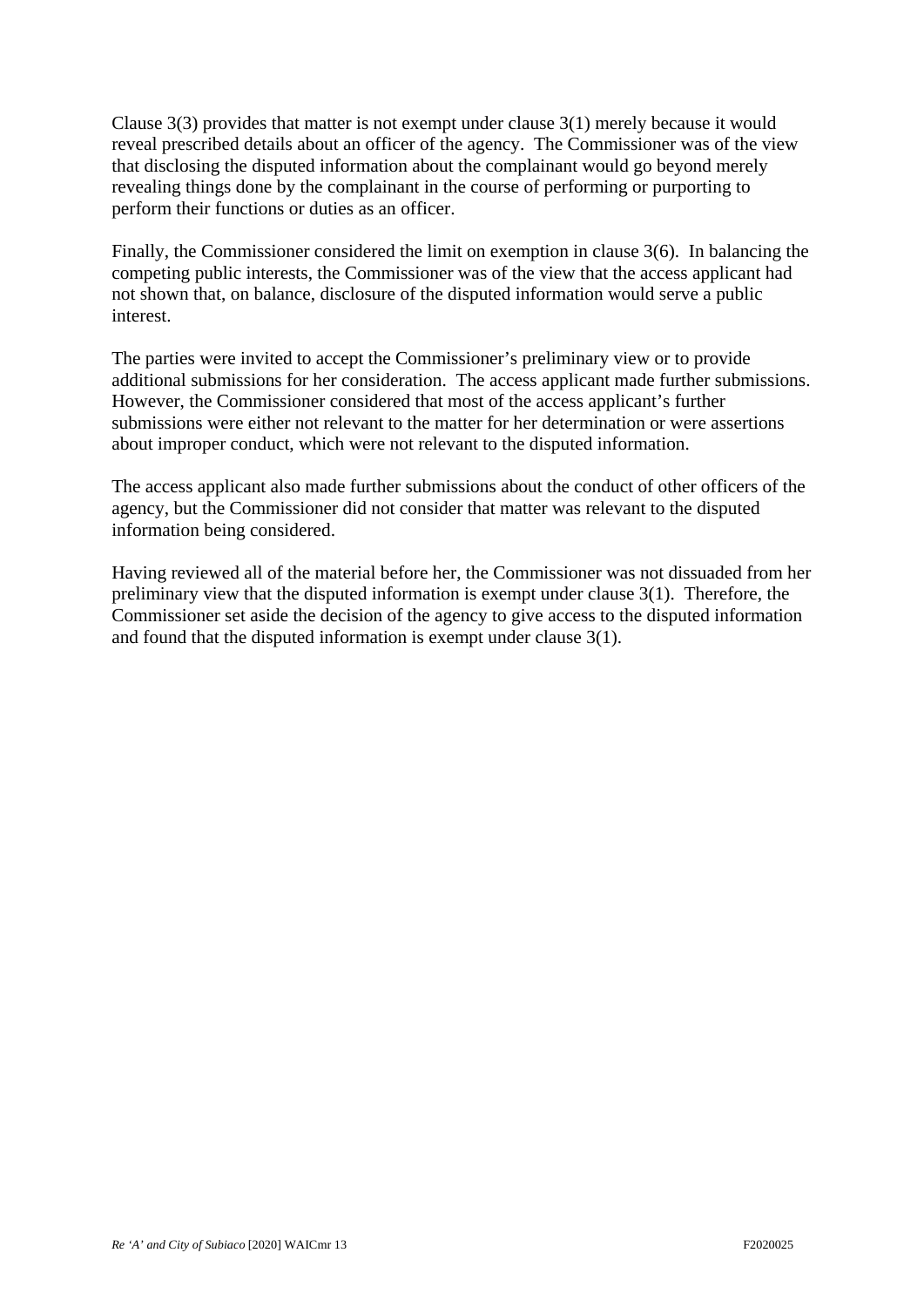Clause 3(3) provides that matter is not exempt under clause 3(1) merely because it would reveal prescribed details about an officer of the agency. The Commissioner was of the view that disclosing the disputed information about the complainant would go beyond merely revealing things done by the complainant in the course of performing or purporting to perform their functions or duties as an officer.

Finally, the Commissioner considered the limit on exemption in clause 3(6). In balancing the competing public interests, the Commissioner was of the view that the access applicant had not shown that, on balance, disclosure of the disputed information would serve a public interest.

The parties were invited to accept the Commissioner's preliminary view or to provide additional submissions for her consideration. The access applicant made further submissions. However, the Commissioner considered that most of the access applicant's further submissions were either not relevant to the matter for her determination or were assertions about improper conduct, which were not relevant to the disputed information.

The access applicant also made further submissions about the conduct of other officers of the agency, but the Commissioner did not consider that matter was relevant to the disputed information being considered.

Having reviewed all of the material before her, the Commissioner was not dissuaded from her preliminary view that the disputed information is exempt under clause 3(1). Therefore, the Commissioner set aside the decision of the agency to give access to the disputed information and found that the disputed information is exempt under clause 3(1).